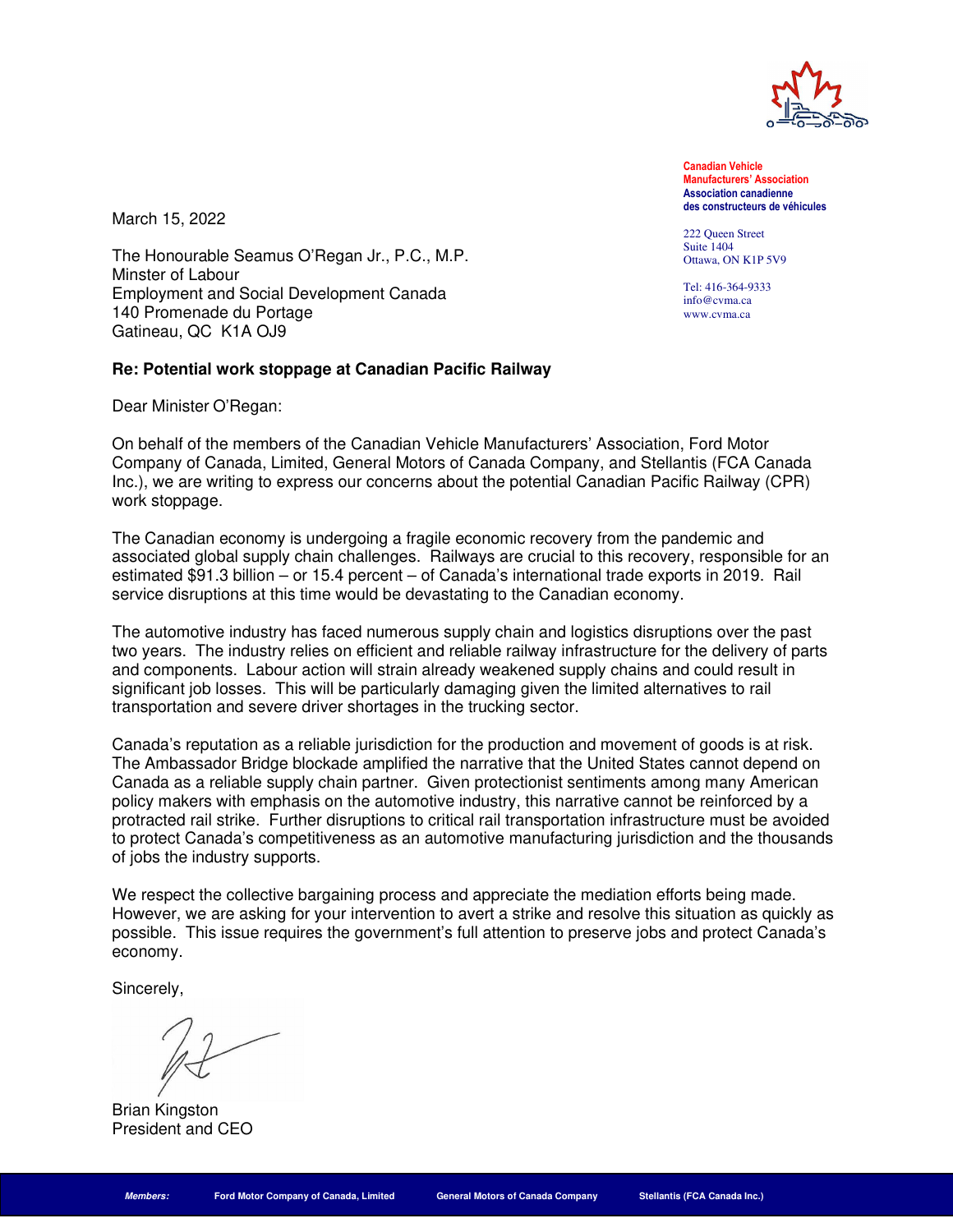**Canadian Vehicle Manufacturers' Association**
**Association canadienne des constructeurs de véhicules**

222 Queen Street
Suite 1404
Ottawa, ON K1P 5V9

Tel: 416-364-9333
info@cvma.ca
www.cvma.ca

March 15, 2022

The Honourable Seamus O'Regan Jr., P.C., M.P.
Minster of Labour
Employment and Social Development Canada
140 Promenade du Portage
Gatineau, QC K1A OJ9

**Re: Potential work stoppage at Canadian Pacific Railway**

Dear Minister O'Regan:

On behalf of the members of the Canadian Vehicle Manufacturers' Association, Ford Motor Company of Canada, Limited, General Motors of Canada Company, and Stellantis (FCA Canada Inc.), we are writing to express our concerns about the potential Canadian Pacific Railway (CPR) work stoppage.

The Canadian economy is undergoing a fragile economic recovery from the pandemic and associated global supply chain challenges. Railways are crucial to this recovery, responsible for an estimated $91.3 billion – or 15.4 percent – of Canada's international trade exports in 2019. Rail service disruptions at this time would be devastating to the Canadian economy.

The automotive industry has faced numerous supply chain and logistics disruptions over the past two years. The industry relies on efficient and reliable railway infrastructure for the delivery of parts and components. Labour action will strain already weakened supply chains and could result in significant job losses. This will be particularly damaging given the limited alternatives to rail transportation and severe driver shortages in the trucking sector.

Canada's reputation as a reliable jurisdiction for the production and movement of goods is at risk. The Ambassador Bridge blockade amplified the narrative that the United States cannot depend on Canada as a reliable supply chain partner. Given protectionist sentiments among many American policy makers with emphasis on the automotive industry, this narrative cannot be reinforced by a protracted rail strike. Further disruptions to critical rail transportation infrastructure must be avoided to protect Canada's competitiveness as an automotive manufacturing jurisdiction and the thousands of jobs the industry supports.

We respect the collective bargaining process and appreciate the mediation efforts being made. However, we are asking for your intervention to avert a strike and resolve this situation as quickly as possible. This issue requires the government's full attention to preserve jobs and protect Canada's economy.

Sincerely,

Brian Kingston
President and CEO

*Members:* Ford Motor Company of Canada, Limited | General Motors of Canada Company | Stellantis (FCA Canada Inc.)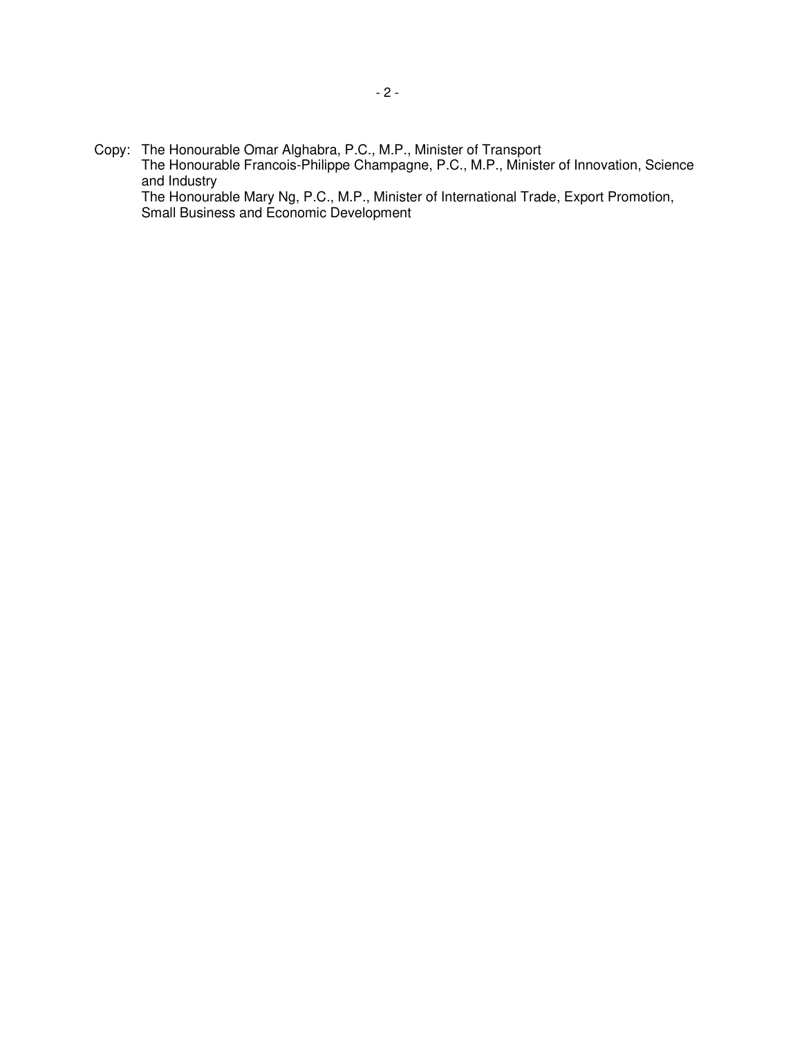Copy: The Honourable Omar Alghabra, P.C., M.P., Minister of Transport
The Honourable Francois-Philippe Champagne, P.C., M.P., Minister of Innovation, Science and Industry
The Honourable Mary Ng, P.C., M.P., Minister of International Trade, Export Promotion, Small Business and Economic Development